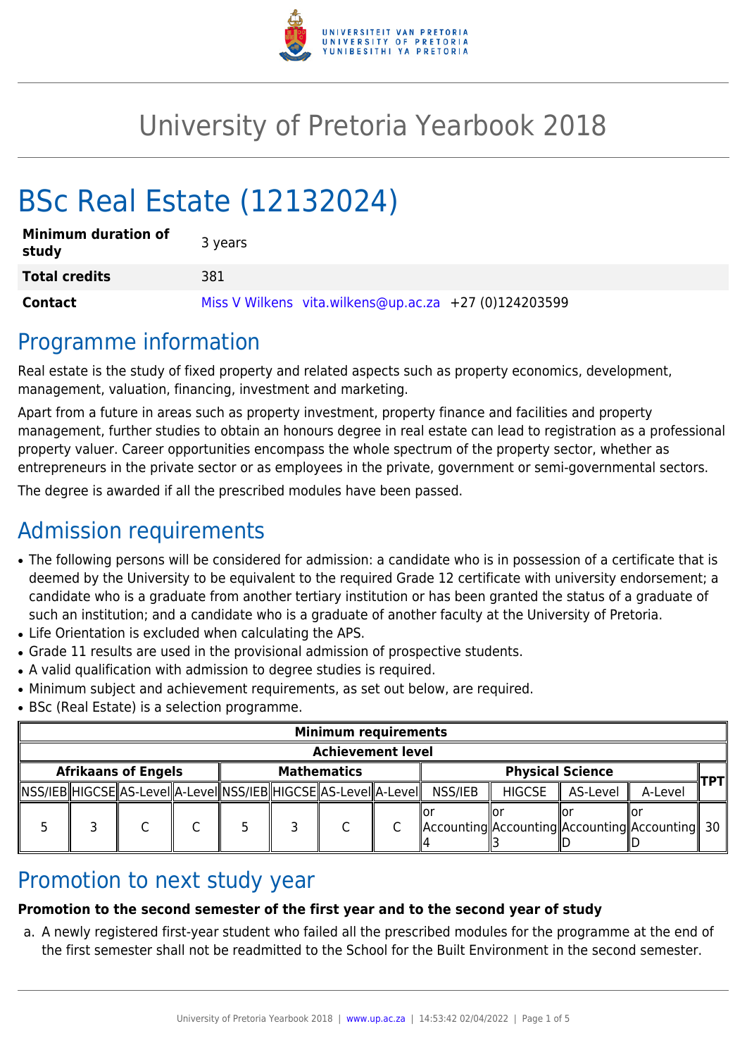# University of Pretoria Yearbook 2018

# BSc Real Estate (12132024)

| | |
|---|---|
| **Minimum duration of study** | 3 years |
| **Total credits** | 381 |
| **Contact** | Miss V Wilkens vita.wilkens@up.ac.za +27 (0)124203599 |

## Programme information

Real estate is the study of fixed property and related aspects such as property economics, development, management, valuation, financing, investment and marketing.

Apart from a future in areas such as property investment, property finance and facilities and property management, further studies to obtain an honours degree in real estate can lead to registration as a professional property valuer. Career opportunities encompass the whole spectrum of the property sector, whether as entrepreneurs in the private sector or as employees in the private, government or semi-governmental sectors.

The degree is awarded if all the prescribed modules have been passed.

## Admission requirements

- The following persons will be considered for admission: a candidate who is in possession of a certificate that is deemed by the University to be equivalent to the required Grade 12 certificate with university endorsement; a candidate who is a graduate from another tertiary institution or has been granted the status of a graduate of such an institution; and a candidate who is a graduate of another faculty at the University of Pretoria.
- Life Orientation is excluded when calculating the APS.
- Grade 11 results are used in the provisional admission of prospective students.
- A valid qualification with admission to degree studies is required.
- Minimum subject and achievement requirements, as set out below, are required.
- BSc (Real Estate) is a selection programme.

| Minimum requirements | | | | | | | | | | | | |
|---|---|---|---|---|---|---|---|---|---|---|---|---|
| Achievement level | | | | | | | | | | | | |
| Afrikaans of Engels | | | | Mathematics | | | | Physical Science | | | | TPT |
| NSS/IEB | HIGCSE | AS-Level | A-Level | NSS/IEB | HIGCSE | AS-Level | A-Level | NSS/IEB | HIGCSE | AS-Level | A-Level | |
| 5 | 3 | C | C | 5 | 3 | C | C | or Accounting 4 | or Accounting 3 | or Accounting D | or Accounting D | 30 |

## Promotion to next study year

**Promotion to the second semester of the first year and to the second year of study**

a. A newly registered first-year student who failed all the prescribed modules for the programme at the end of the first semester shall not be readmitted to the School for the Built Environment in the second semester.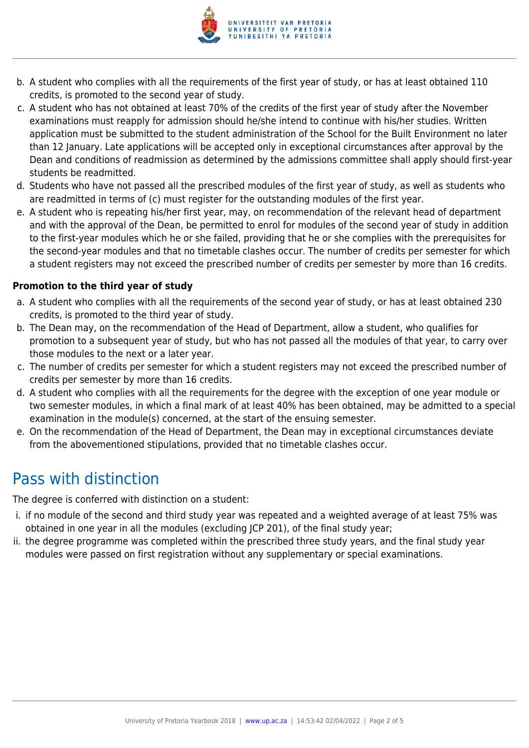b. A student who complies with all the requirements of the first year of study, or has at least obtained 110 credits, is promoted to the second year of study.
c. A student who has not obtained at least 70% of the credits of the first year of study after the November examinations must reapply for admission should he/she intend to continue with his/her studies. Written application must be submitted to the student administration of the School for the Built Environment no later than 12 January. Late applications will be accepted only in exceptional circumstances after approval by the Dean and conditions of readmission as determined by the admissions committee shall apply should first-year students be readmitted.
d. Students who have not passed all the prescribed modules of the first year of study, as well as students who are readmitted in terms of (c) must register for the outstanding modules of the first year.
e. A student who is repeating his/her first year, may, on recommendation of the relevant head of department and with the approval of the Dean, be permitted to enrol for modules of the second year of study in addition to the first-year modules which he or she failed, providing that he or she complies with the prerequisites for the second-year modules and that no timetable clashes occur. The number of credits per semester for which a student registers may not exceed the prescribed number of credits per semester by more than 16 credits.

**Promotion to the third year of study**

a. A student who complies with all the requirements of the second year of study, or has at least obtained 230 credits, is promoted to the third year of study.
b. The Dean may, on the recommendation of the Head of Department, allow a student, who qualifies for promotion to a subsequent year of study, but who has not passed all the modules of that year, to carry over those modules to the next or a later year.
c. The number of credits per semester for which a student registers may not exceed the prescribed number of credits per semester by more than 16 credits.
d. A student who complies with all the requirements for the degree with the exception of one year module or two semester modules, in which a final mark of at least 40% has been obtained, may be admitted to a special examination in the module(s) concerned, at the start of the ensuing semester.
e. On the recommendation of the Head of Department, the Dean may in exceptional circumstances deviate from the abovementioned stipulations, provided that no timetable clashes occur.

## Pass with distinction

The degree is conferred with distinction on a student:

i. if no module of the second and third study year was repeated and a weighted average of at least 75% was obtained in one year in all the modules (excluding JCP 201), of the final study year;
ii. the degree programme was completed within the prescribed three study years, and the final study year modules were passed on first registration without any supplementary or special examinations.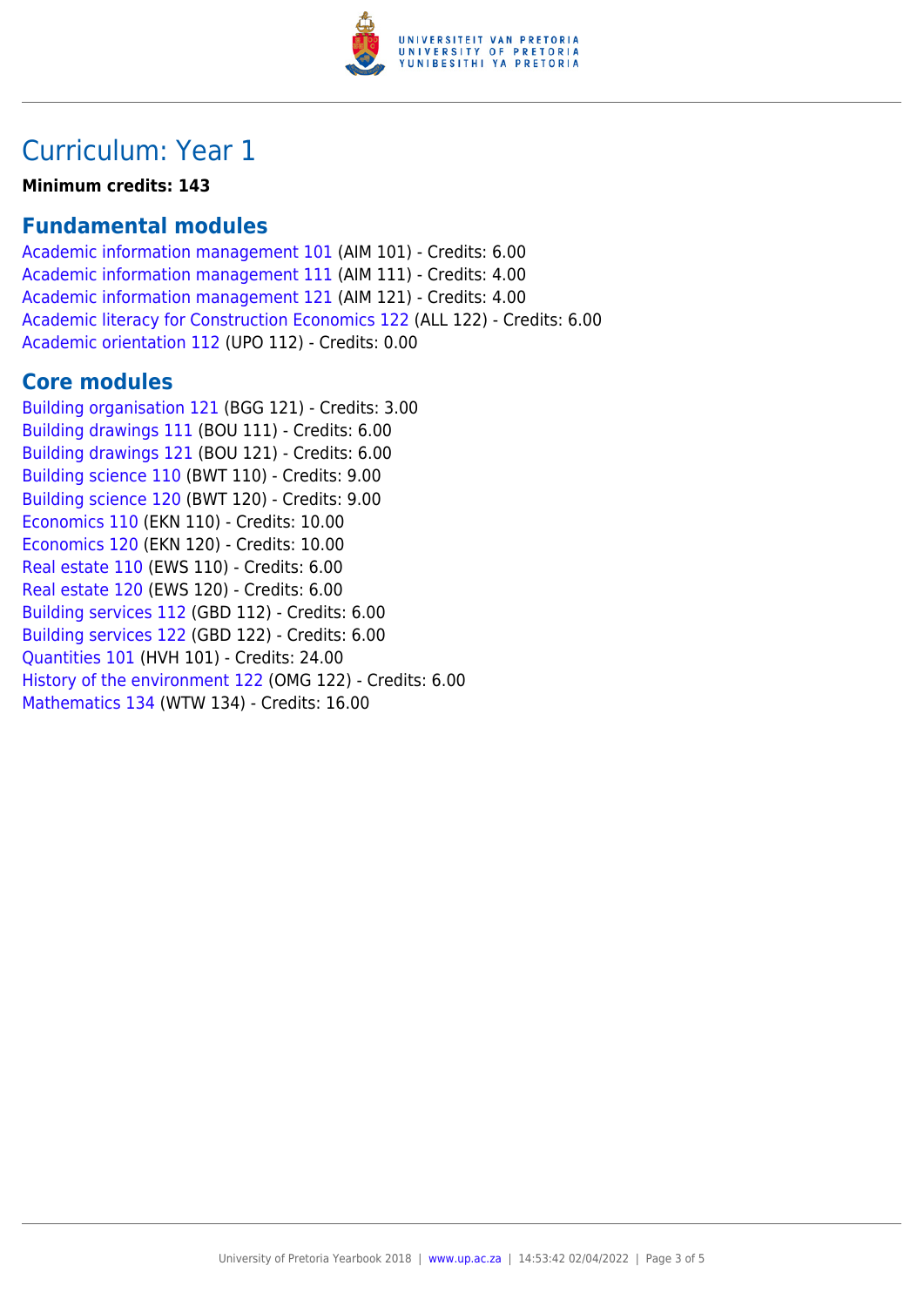# Curriculum: Year 1

**Minimum credits: 143**

## Fundamental modules

Academic information management 101 (AIM 101) - Credits: 6.00
Academic information management 111 (AIM 111) - Credits: 4.00
Academic information management 121 (AIM 121) - Credits: 4.00
Academic literacy for Construction Economics 122 (ALL 122) - Credits: 6.00
Academic orientation 112 (UPO 112) - Credits: 0.00

## Core modules

Building organisation 121 (BGG 121) - Credits: 3.00
Building drawings 111 (BOU 111) - Credits: 6.00
Building drawings 121 (BOU 121) - Credits: 6.00
Building science 110 (BWT 110) - Credits: 9.00
Building science 120 (BWT 120) - Credits: 9.00
Economics 110 (EKN 110) - Credits: 10.00
Economics 120 (EKN 120) - Credits: 10.00
Real estate 110 (EWS 110) - Credits: 6.00
Real estate 120 (EWS 120) - Credits: 6.00
Building services 112 (GBD 112) - Credits: 6.00
Building services 122 (GBD 122) - Credits: 6.00
Quantities 101 (HVH 101) - Credits: 24.00
History of the environment 122 (OMG 122) - Credits: 6.00
Mathematics 134 (WTW 134) - Credits: 16.00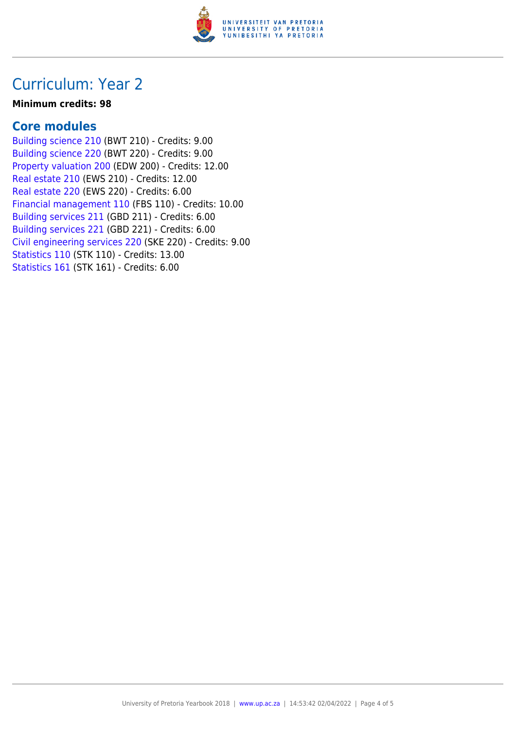# Curriculum: Year 2

**Minimum credits: 98**

## Core modules

Building science 210 (BWT 210) - Credits: 9.00
Building science 220 (BWT 220) - Credits: 9.00
Property valuation 200 (EDW 200) - Credits: 12.00
Real estate 210 (EWS 210) - Credits: 12.00
Real estate 220 (EWS 220) - Credits: 6.00
Financial management 110 (FBS 110) - Credits: 10.00
Building services 211 (GBD 211) - Credits: 6.00
Building services 221 (GBD 221) - Credits: 6.00
Civil engineering services 220 (SKE 220) - Credits: 9.00
Statistics 110 (STK 110) - Credits: 13.00
Statistics 161 (STK 161) - Credits: 6.00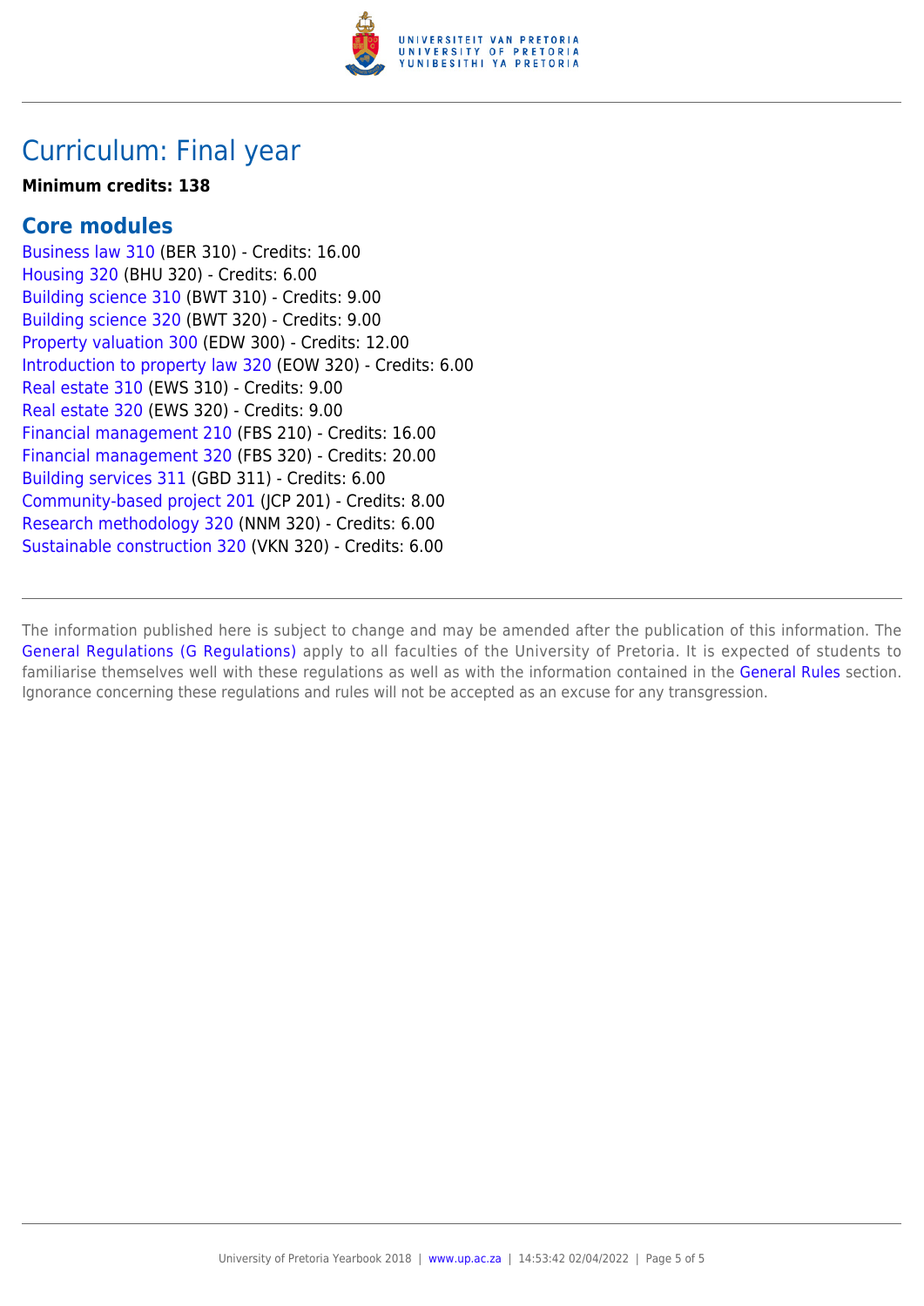# Curriculum: Final year

**Minimum credits: 138**

## Core modules

Business law 310 (BER 310) - Credits: 16.00
Housing 320 (BHU 320) - Credits: 6.00
Building science 310 (BWT 310) - Credits: 9.00
Building science 320 (BWT 320) - Credits: 9.00
Property valuation 300 (EDW 300) - Credits: 12.00
Introduction to property law 320 (EOW 320) - Credits: 6.00
Real estate 310 (EWS 310) - Credits: 9.00
Real estate 320 (EWS 320) - Credits: 9.00
Financial management 210 (FBS 210) - Credits: 16.00
Financial management 320 (FBS 320) - Credits: 20.00
Building services 311 (GBD 311) - Credits: 6.00
Community-based project 201 (JCP 201) - Credits: 8.00
Research methodology 320 (NNM 320) - Credits: 6.00
Sustainable construction 320 (VKN 320) - Credits: 6.00

---

The information published here is subject to change and may be amended after the publication of this information. The General Regulations (G Regulations) apply to all faculties of the University of Pretoria. It is expected of students to familiarise themselves well with these regulations as well as with the information contained in the General Rules section. Ignorance concerning these regulations and rules will not be accepted as an excuse for any transgression.